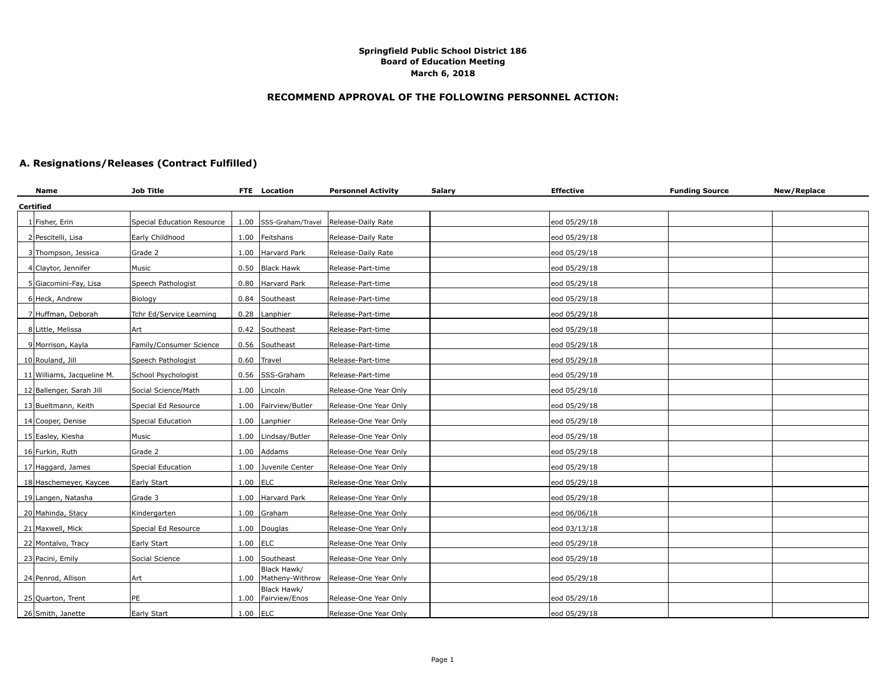**Springfield Public School District 186**
**Board of Education Meeting**
**March 6, 2018**

## RECOMMEND APPROVAL OF THE FOLLOWING PERSONNEL ACTION:

### A. Resignations/Releases (Contract Fulfilled)

| | Name | Job Title | FTE | Location | Personnel Activity | Salary | Effective | Funding Source | New/Replace |
|---|---|---|---|---|---|---|---|---|---|
| **Certified** | | | | | | | | | |
| 1 | Fisher, Erin | Special Education Resource | 1.00 | SSS-Graham/Travel | Release-Daily Rate | | eod 05/29/18 | | |
| 2 | Pescitelli, Lisa | Early Childhood | 1.00 | Feitshans | Release-Daily Rate | | eod 05/29/18 | | |
| 3 | Thompson, Jessica | Grade 2 | 1.00 | Harvard Park | Release-Daily Rate | | eod 05/29/18 | | |
| 4 | Claytor, Jennifer | Music | 0.50 | Black Hawk | Release-Part-time | | eod 05/29/18 | | |
| 5 | Giacomini-Fay, Lisa | Speech Pathologist | 0.80 | Harvard Park | Release-Part-time | | eod 05/29/18 | | |
| 6 | Heck, Andrew | Biology | 0.84 | Southeast | Release-Part-time | | eod 05/29/18 | | |
| 7 | Huffman, Deborah | Tchr Ed/Service Learning | 0.28 | Lanphier | Release-Part-time | | eod 05/29/18 | | |
| 8 | Little, Melissa | Art | 0.42 | Southeast | Release-Part-time | | eod 05/29/18 | | |
| 9 | Morrison, Kayla | Family/Consumer Science | 0.56 | Southeast | Release-Part-time | | eod 05/29/18 | | |
| 10 | Rouland, Jill | Speech Pathologist | 0.60 | Travel | Release-Part-time | | eod 05/29/18 | | |
| 11 | Williams, Jacqueline M. | School Psychologist | 0.56 | SSS-Graham | Release-Part-time | | eod 05/29/18 | | |
| 12 | Ballenger, Sarah Jill | Social Science/Math | 1.00 | Lincoln | Release-One Year Only | | eod 05/29/18 | | |
| 13 | Bueltmann, Keith | Special Ed Resource | 1.00 | Fairview/Butler | Release-One Year Only | | eod 05/29/18 | | |
| 14 | Cooper, Denise | Special Education | 1.00 | Lanphier | Release-One Year Only | | eod 05/29/18 | | |
| 15 | Easley, Kiesha | Music | 1.00 | Lindsay/Butler | Release-One Year Only | | eod 05/29/18 | | |
| 16 | Furkin, Ruth | Grade 2 | 1.00 | Addams | Release-One Year Only | | eod 05/29/18 | | |
| 17 | Haggard, James | Special Education | 1.00 | Juvenile Center | Release-One Year Only | | eod 05/29/18 | | |
| 18 | Haschemeyer, Kaycee | Early Start | 1.00 | ELC | Release-One Year Only | | eod 05/29/18 | | |
| 19 | Langen, Natasha | Grade 3 | 1.00 | Harvard Park | Release-One Year Only | | eod 05/29/18 | | |
| 20 | Mahinda, Stacy | Kindergarten | 1.00 | Graham | Release-One Year Only | | eod 06/06/18 | | |
| 21 | Maxwell, Mick | Special Ed Resource | 1.00 | Douglas | Release-One Year Only | | eod 03/13/18 | | |
| 22 | Montalvo, Tracy | Early Start | 1.00 | ELC | Release-One Year Only | | eod 05/29/18 | | |
| 23 | Pacini, Emily | Social Science | 1.00 | Southeast | Release-One Year Only | | eod 05/29/18 | | |
| 24 | Penrod, Allison | Art | 1.00 | Black Hawk/ Matheny-Withrow | Release-One Year Only | | eod 05/29/18 | | |
| 25 | Quarton, Trent | PE | 1.00 | Black Hawk/ Fairview/Enos | Release-One Year Only | | eod 05/29/18 | | |
| 26 | Smith, Janette | Early Start | 1.00 | ELC | Release-One Year Only | | eod 05/29/18 | | |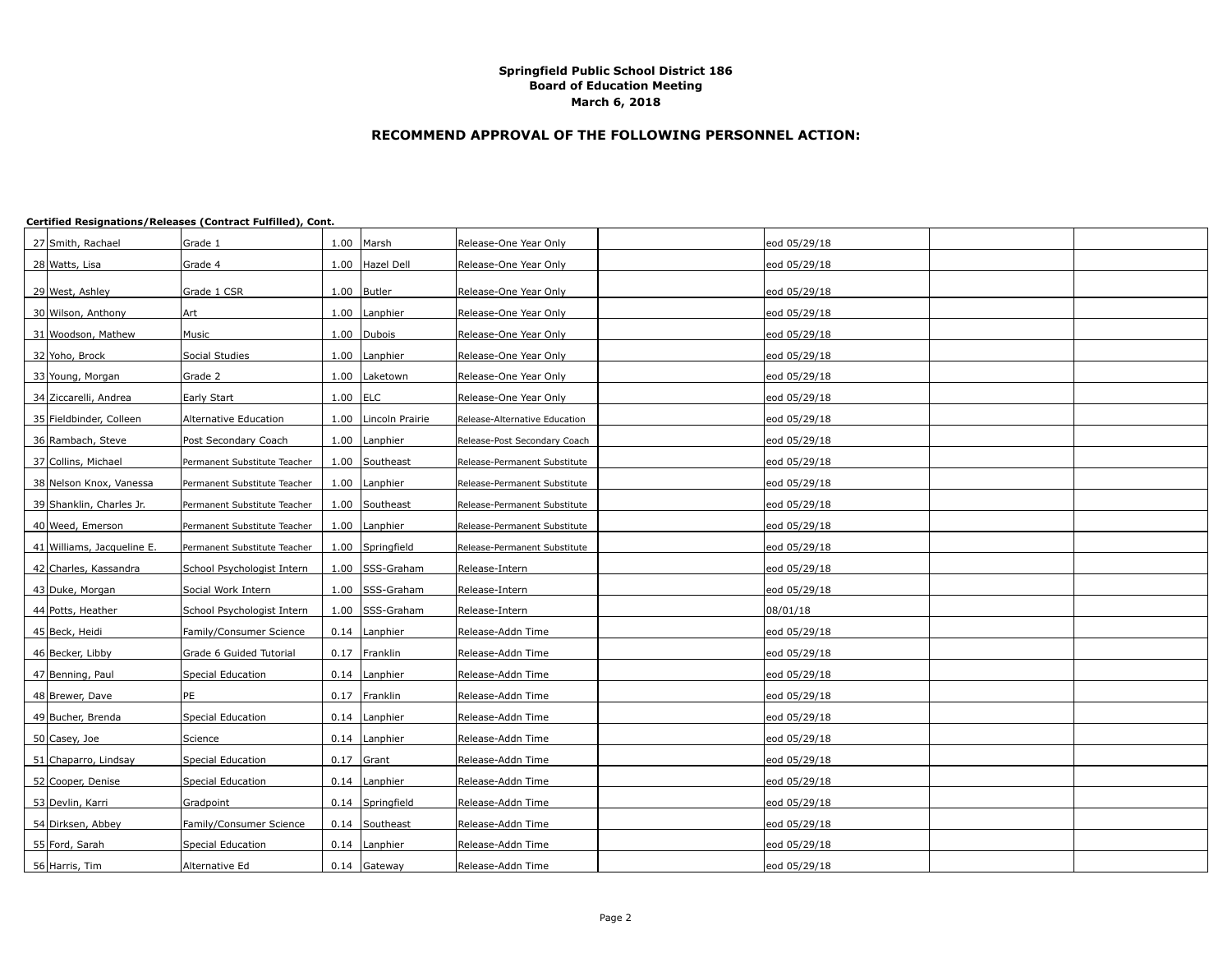**Springfield Public School District 186**
**Board of Education Meeting**
**March 6, 2018**

## RECOMMEND APPROVAL OF THE FOLLOWING PERSONNEL ACTION:

**Certified Resignations/Releases (Contract Fulfilled), Cont.**

| # | Name | Position | FTE | Location | Action | | Date | | |
|---|---|---|---|---|---|---|---|---|---|
| 27 | Smith, Rachael | Grade 1 | 1.00 | Marsh | Release-One Year Only | | eod 05/29/18 | | |
| 28 | Watts, Lisa | Grade 4 | 1.00 | Hazel Dell | Release-One Year Only | | eod 05/29/18 | | |
| 29 | West, Ashley | Grade 1 CSR | 1.00 | Butler | Release-One Year Only | | eod 05/29/18 | | |
| 30 | Wilson, Anthony | Art | 1.00 | Lanphier | Release-One Year Only | | eod 05/29/18 | | |
| 31 | Woodson, Mathew | Music | 1.00 | Dubois | Release-One Year Only | | eod 05/29/18 | | |
| 32 | Yoho, Brock | Social Studies | 1.00 | Lanphier | Release-One Year Only | | eod 05/29/18 | | |
| 33 | Young, Morgan | Grade 2 | 1.00 | Laketown | Release-One Year Only | | eod 05/29/18 | | |
| 34 | Ziccarelli, Andrea | Early Start | 1.00 | ELC | Release-One Year Only | | eod 05/29/18 | | |
| 35 | Fieldbinder, Colleen | Alternative Education | 1.00 | Lincoln Prairie | Release-Alternative Education | | eod 05/29/18 | | |
| 36 | Rambach, Steve | Post Secondary Coach | 1.00 | Lanphier | Release-Post Secondary Coach | | eod 05/29/18 | | |
| 37 | Collins, Michael | Permanent Substitute Teacher | 1.00 | Southeast | Release-Permanent Substitute | | eod 05/29/18 | | |
| 38 | Nelson Knox, Vanessa | Permanent Substitute Teacher | 1.00 | Lanphier | Release-Permanent Substitute | | eod 05/29/18 | | |
| 39 | Shanklin, Charles Jr. | Permanent Substitute Teacher | 1.00 | Southeast | Release-Permanent Substitute | | eod 05/29/18 | | |
| 40 | Weed, Emerson | Permanent Substitute Teacher | 1.00 | Lanphier | Release-Permanent Substitute | | eod 05/29/18 | | |
| 41 | Williams, Jacqueline E. | Permanent Substitute Teacher | 1.00 | Springfield | Release-Permanent Substitute | | eod 05/29/18 | | |
| 42 | Charles, Kassandra | School Psychologist Intern | 1.00 | SSS-Graham | Release-Intern | | eod 05/29/18 | | |
| 43 | Duke, Morgan | Social Work Intern | 1.00 | SSS-Graham | Release-Intern | | eod 05/29/18 | | |
| 44 | Potts, Heather | School Psychologist Intern | 1.00 | SSS-Graham | Release-Intern | | 08/01/18 | | |
| 45 | Beck, Heidi | Family/Consumer Science | 0.14 | Lanphier | Release-Addn Time | | eod 05/29/18 | | |
| 46 | Becker, Libby | Grade 6 Guided Tutorial | 0.17 | Franklin | Release-Addn Time | | eod 05/29/18 | | |
| 47 | Benning, Paul | Special Education | 0.14 | Lanphier | Release-Addn Time | | eod 05/29/18 | | |
| 48 | Brewer, Dave | PE | 0.17 | Franklin | Release-Addn Time | | eod 05/29/18 | | |
| 49 | Bucher, Brenda | Special Education | 0.14 | Lanphier | Release-Addn Time | | eod 05/29/18 | | |
| 50 | Casey, Joe | Science | 0.14 | Lanphier | Release-Addn Time | | eod 05/29/18 | | |
| 51 | Chaparro, Lindsay | Special Education | 0.17 | Grant | Release-Addn Time | | eod 05/29/18 | | |
| 52 | Cooper, Denise | Special Education | 0.14 | Lanphier | Release-Addn Time | | eod 05/29/18 | | |
| 53 | Devlin, Karri | Gradpoint | 0.14 | Springfield | Release-Addn Time | | eod 05/29/18 | | |
| 54 | Dirksen, Abbey | Family/Consumer Science | 0.14 | Southeast | Release-Addn Time | | eod 05/29/18 | | |
| 55 | Ford, Sarah | Special Education | 0.14 | Lanphier | Release-Addn Time | | eod 05/29/18 | | |
| 56 | Harris, Tim | Alternative Ed | 0.14 | Gateway | Release-Addn Time | | eod 05/29/18 | | |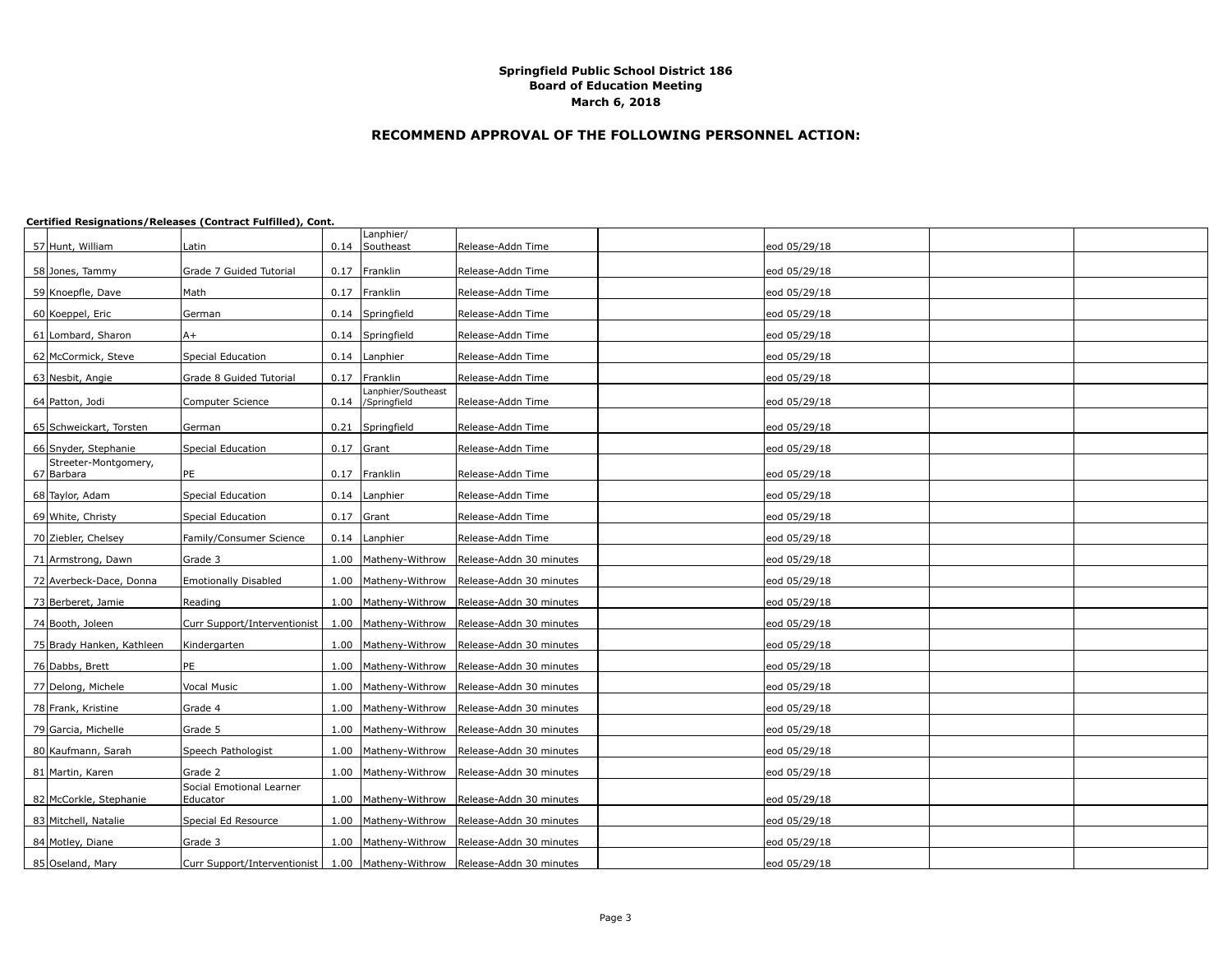**Springfield Public School District 186**
**Board of Education Meeting**
**March 6, 2018**

## RECOMMEND APPROVAL OF THE FOLLOWING PERSONNEL ACTION:

**Certified Resignations/Releases (Contract Fulfilled), Cont.**

| # | Name | Position | FTE | Location | Action | | Effective | | |
|---|---|---|---|---|---|---|---|---|---|
| 57 | Hunt, William | Latin | 0.14 | Lanphier/ Southeast | Release-Addn Time | | eod 05/29/18 | | |
| 58 | Jones, Tammy | Grade 7 Guided Tutorial | 0.17 | Franklin | Release-Addn Time | | eod 05/29/18 | | |
| 59 | Knoepfle, Dave | Math | 0.17 | Franklin | Release-Addn Time | | eod 05/29/18 | | |
| 60 | Koeppel, Eric | German | 0.14 | Springfield | Release-Addn Time | | eod 05/29/18 | | |
| 61 | Lombard, Sharon | A+ | 0.14 | Springfield | Release-Addn Time | | eod 05/29/18 | | |
| 62 | McCormick, Steve | Special Education | 0.14 | Lanphier | Release-Addn Time | | eod 05/29/18 | | |
| 63 | Nesbit, Angie | Grade 8 Guided Tutorial | 0.17 | Franklin | Release-Addn Time | | eod 05/29/18 | | |
| 64 | Patton, Jodi | Computer Science | 0.14 | Lanphier/Southeast /Springfield | Release-Addn Time | | eod 05/29/18 | | |
| 65 | Schweickart, Torsten | German | 0.21 | Springfield | Release-Addn Time | | eod 05/29/18 | | |
| 66 | Snyder, Stephanie | Special Education | 0.17 | Grant | Release-Addn Time | | eod 05/29/18 | | |
| 67 | Streeter-Montgomery, Barbara | PE | 0.17 | Franklin | Release-Addn Time | | eod 05/29/18 | | |
| 68 | Taylor, Adam | Special Education | 0.14 | Lanphier | Release-Addn Time | | eod 05/29/18 | | |
| 69 | White, Christy | Special Education | 0.17 | Grant | Release-Addn Time | | eod 05/29/18 | | |
| 70 | Ziebler, Chelsey | Family/Consumer Science | 0.14 | Lanphier | Release-Addn Time | | eod 05/29/18 | | |
| 71 | Armstrong, Dawn | Grade 3 | 1.00 | Matheny-Withrow | Release-Addn 30 minutes | | eod 05/29/18 | | |
| 72 | Averbeck-Dace, Donna | Emotionally Disabled | 1.00 | Matheny-Withrow | Release-Addn 30 minutes | | eod 05/29/18 | | |
| 73 | Berberet, Jamie | Reading | 1.00 | Matheny-Withrow | Release-Addn 30 minutes | | eod 05/29/18 | | |
| 74 | Booth, Joleen | Curr Support/Interventionist | 1.00 | Matheny-Withrow | Release-Addn 30 minutes | | eod 05/29/18 | | |
| 75 | Brady Hanken, Kathleen | Kindergarten | 1.00 | Matheny-Withrow | Release-Addn 30 minutes | | eod 05/29/18 | | |
| 76 | Dabbs, Brett | PE | 1.00 | Matheny-Withrow | Release-Addn 30 minutes | | eod 05/29/18 | | |
| 77 | Delong, Michele | Vocal Music | 1.00 | Matheny-Withrow | Release-Addn 30 minutes | | eod 05/29/18 | | |
| 78 | Frank, Kristine | Grade 4 | 1.00 | Matheny-Withrow | Release-Addn 30 minutes | | eod 05/29/18 | | |
| 79 | Garcia, Michelle | Grade 5 | 1.00 | Matheny-Withrow | Release-Addn 30 minutes | | eod 05/29/18 | | |
| 80 | Kaufmann, Sarah | Speech Pathologist | 1.00 | Matheny-Withrow | Release-Addn 30 minutes | | eod 05/29/18 | | |
| 81 | Martin, Karen | Grade 2 | 1.00 | Matheny-Withrow | Release-Addn 30 minutes | | eod 05/29/18 | | |
| 82 | McCorkle, Stephanie | Social Emotional Learner Educator | 1.00 | Matheny-Withrow | Release-Addn 30 minutes | | eod 05/29/18 | | |
| 83 | Mitchell, Natalie | Special Ed Resource | 1.00 | Matheny-Withrow | Release-Addn 30 minutes | | eod 05/29/18 | | |
| 84 | Motley, Diane | Grade 3 | 1.00 | Matheny-Withrow | Release-Addn 30 minutes | | eod 05/29/18 | | |
| 85 | Oseland, Mary | Curr Support/Interventionist | 1.00 | Matheny-Withrow | Release-Addn 30 minutes | | eod 05/29/18 | | |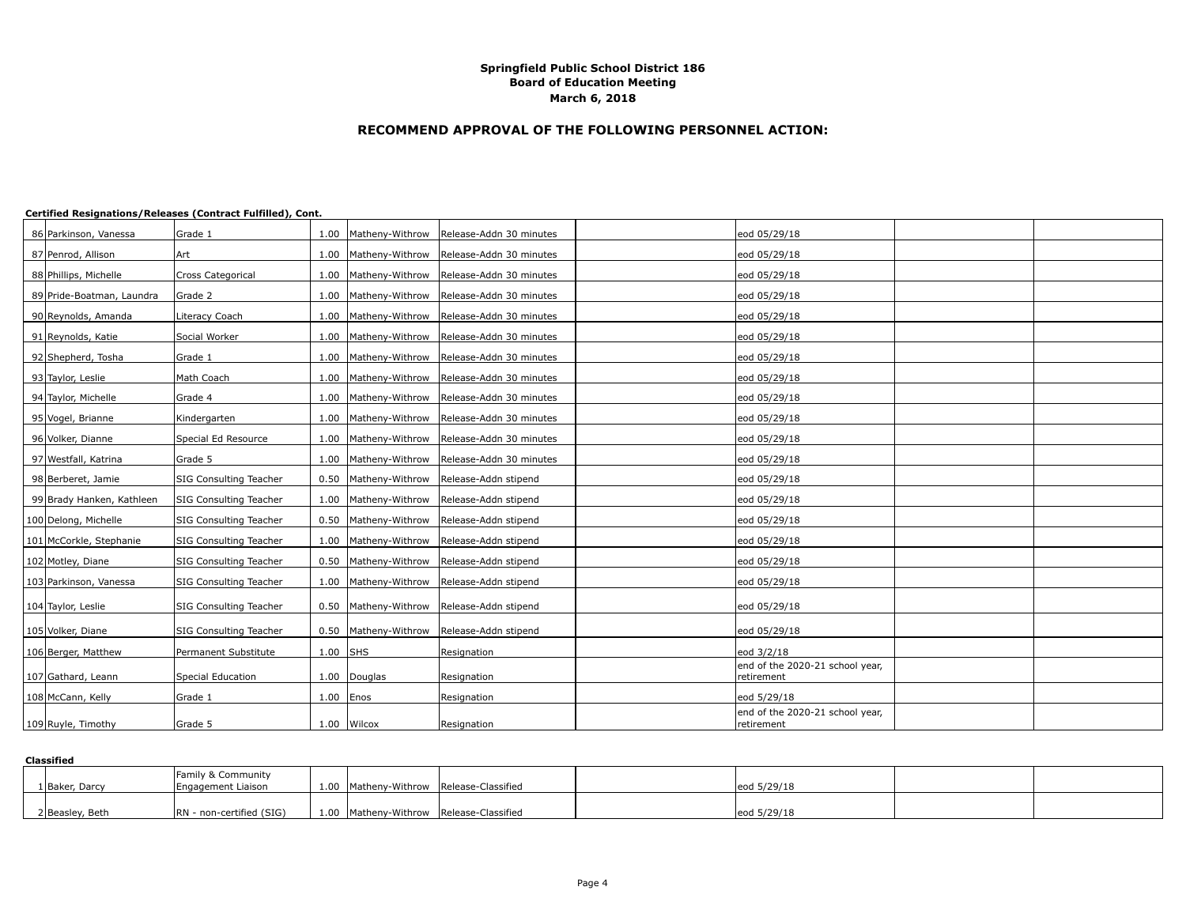**Springfield Public School District 186**
**Board of Education Meeting**
**March 6, 2018**

## RECOMMEND APPROVAL OF THE FOLLOWING PERSONNEL ACTION:

**Certified Resignations/Releases (Contract Fulfilled), Cont.**

| # | Name | Position | FTE | Location | Action | | Effective | | |
|---|---|---|---|---|---|---|---|---|---|
| 86 | Parkinson, Vanessa | Grade 1 | 1.00 | Matheny-Withrow | Release-Addn 30 minutes | | eod 05/29/18 | | |
| 87 | Penrod, Allison | Art | 1.00 | Matheny-Withrow | Release-Addn 30 minutes | | eod 05/29/18 | | |
| 88 | Phillips, Michelle | Cross Categorical | 1.00 | Matheny-Withrow | Release-Addn 30 minutes | | eod 05/29/18 | | |
| 89 | Pride-Boatman, Laundra | Grade 2 | 1.00 | Matheny-Withrow | Release-Addn 30 minutes | | eod 05/29/18 | | |
| 90 | Reynolds, Amanda | Literacy Coach | 1.00 | Matheny-Withrow | Release-Addn 30 minutes | | eod 05/29/18 | | |
| 91 | Reynolds, Katie | Social Worker | 1.00 | Matheny-Withrow | Release-Addn 30 minutes | | eod 05/29/18 | | |
| 92 | Shepherd, Tosha | Grade 1 | 1.00 | Matheny-Withrow | Release-Addn 30 minutes | | eod 05/29/18 | | |
| 93 | Taylor, Leslie | Math Coach | 1.00 | Matheny-Withrow | Release-Addn 30 minutes | | eod 05/29/18 | | |
| 94 | Taylor, Michelle | Grade 4 | 1.00 | Matheny-Withrow | Release-Addn 30 minutes | | eod 05/29/18 | | |
| 95 | Vogel, Brianne | Kindergarten | 1.00 | Matheny-Withrow | Release-Addn 30 minutes | | eod 05/29/18 | | |
| 96 | Volker, Dianne | Special Ed Resource | 1.00 | Matheny-Withrow | Release-Addn 30 minutes | | eod 05/29/18 | | |
| 97 | Westfall, Katrina | Grade 5 | 1.00 | Matheny-Withrow | Release-Addn 30 minutes | | eod 05/29/18 | | |
| 98 | Berberet, Jamie | SIG Consulting Teacher | 0.50 | Matheny-Withrow | Release-Addn stipend | | eod 05/29/18 | | |
| 99 | Brady Hanken, Kathleen | SIG Consulting Teacher | 1.00 | Matheny-Withrow | Release-Addn stipend | | eod 05/29/18 | | |
| 100 | Delong, Michelle | SIG Consulting Teacher | 0.50 | Matheny-Withrow | Release-Addn stipend | | eod 05/29/18 | | |
| 101 | McCorkle, Stephanie | SIG Consulting Teacher | 1.00 | Matheny-Withrow | Release-Addn stipend | | eod 05/29/18 | | |
| 102 | Motley, Diane | SIG Consulting Teacher | 0.50 | Matheny-Withrow | Release-Addn stipend | | eod 05/29/18 | | |
| 103 | Parkinson, Vanessa | SIG Consulting Teacher | 1.00 | Matheny-Withrow | Release-Addn stipend | | eod 05/29/18 | | |
| 104 | Taylor, Leslie | SIG Consulting Teacher | 0.50 | Matheny-Withrow | Release-Addn stipend | | eod 05/29/18 | | |
| 105 | Volker, Diane | SIG Consulting Teacher | 0.50 | Matheny-Withrow | Release-Addn stipend | | eod 05/29/18 | | |
| 106 | Berger, Matthew | Permanent Substitute | 1.00 | SHS | Resignation | | eod 3/2/18 | | |
| 107 | Gathard, Leann | Special Education | 1.00 | Douglas | Resignation | | end of the 2020-21 school year, retirement | | |
| 108 | McCann, Kelly | Grade 1 | 1.00 | Enos | Resignation | | eod 5/29/18 | | |
| 109 | Ruyle, Timothy | Grade 5 | 1.00 | Wilcox | Resignation | | end of the 2020-21 school year, retirement | | |

**Classified**

| # | Name | Position | FTE | Location | Action | | Effective | | |
|---|---|---|---|---|---|---|---|---|---|
| 1 | Baker, Darcy | Family & Community Engagement Liaison | 1.00 | Matheny-Withrow | Release-Classified | | eod 5/29/18 | | |
| 2 | Beasley, Beth | RN - non-certified (SIG) | 1.00 | Matheny-Withrow | Release-Classified | | eod 5/29/18 | | |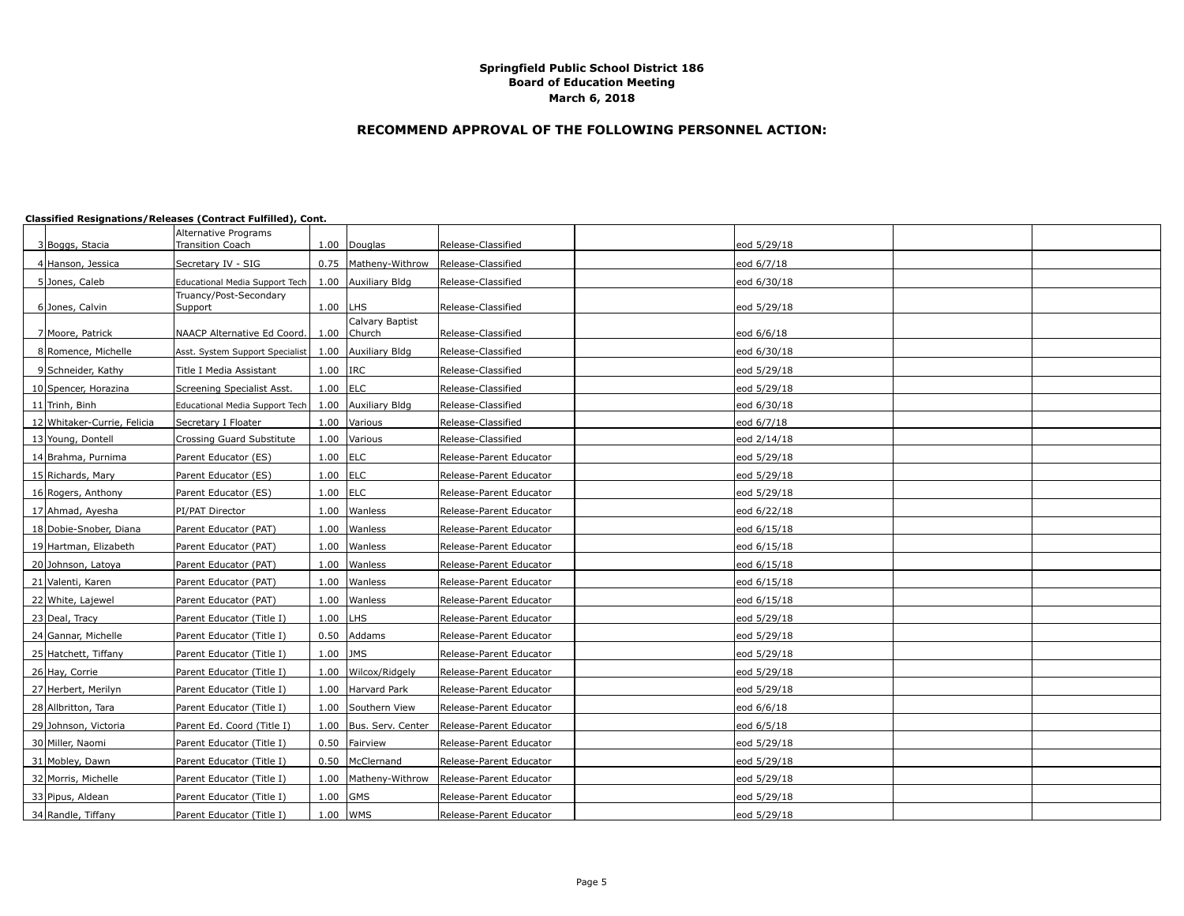**Springfield Public School District 186**
**Board of Education Meeting**
**March 6, 2018**

## RECOMMEND APPROVAL OF THE FOLLOWING PERSONNEL ACTION:

**Classified Resignations/Releases (Contract Fulfilled), Cont.**

| | | | | | | | | | |
|---|---|---|---|---|---|---|---|---|---|
| 3 | Boggs, Stacia | Alternative Programs Transition Coach | 1.00 | Douglas | Release-Classified | | eod 5/29/18 | | |
| 4 | Hanson, Jessica | Secretary IV - SIG | 0.75 | Matheny-Withrow | Release-Classified | | eod 6/7/18 | | |
| 5 | Jones, Caleb | Educational Media Support Tech | 1.00 | Auxiliary Bldg | Release-Classified | | eod 6/30/18 | | |
| 6 | Jones, Calvin | Truancy/Post-Secondary Support | 1.00 | LHS | Release-Classified | | eod 5/29/18 | | |
| 7 | Moore, Patrick | NAACP Alternative Ed Coord. | 1.00 | Calvary Baptist Church | Release-Classified | | eod 6/6/18 | | |
| 8 | Romence, Michelle | Asst. System Support Specialist | 1.00 | Auxiliary Bldg | Release-Classified | | eod 6/30/18 | | |
| 9 | Schneider, Kathy | Title I Media Assistant | 1.00 | IRC | Release-Classified | | eod 5/29/18 | | |
| 10 | Spencer, Horazina | Screening Specialist Asst. | 1.00 | ELC | Release-Classified | | eod 5/29/18 | | |
| 11 | Trinh, Binh | Educational Media Support Tech | 1.00 | Auxiliary Bldg | Release-Classified | | eod 6/30/18 | | |
| 12 | Whitaker-Currie, Felicia | Secretary I Floater | 1.00 | Various | Release-Classified | | eod 6/7/18 | | |
| 13 | Young, Dontell | Crossing Guard Substitute | 1.00 | Various | Release-Classified | | eod 2/14/18 | | |
| 14 | Brahma, Purnima | Parent Educator (ES) | 1.00 | ELC | Release-Parent Educator | | eod 5/29/18 | | |
| 15 | Richards, Mary | Parent Educator (ES) | 1.00 | ELC | Release-Parent Educator | | eod 5/29/18 | | |
| 16 | Rogers, Anthony | Parent Educator (ES) | 1.00 | ELC | Release-Parent Educator | | eod 5/29/18 | | |
| 17 | Ahmad, Ayesha | PI/PAT Director | 1.00 | Wanless | Release-Parent Educator | | eod 6/22/18 | | |
| 18 | Dobie-Snober, Diana | Parent Educator (PAT) | 1.00 | Wanless | Release-Parent Educator | | eod 6/15/18 | | |
| 19 | Hartman, Elizabeth | Parent Educator (PAT) | 1.00 | Wanless | Release-Parent Educator | | eod 6/15/18 | | |
| 20 | Johnson, Latoya | Parent Educator (PAT) | 1.00 | Wanless | Release-Parent Educator | | eod 6/15/18 | | |
| 21 | Valenti, Karen | Parent Educator (PAT) | 1.00 | Wanless | Release-Parent Educator | | eod 6/15/18 | | |
| 22 | White, Lajewel | Parent Educator (PAT) | 1.00 | Wanless | Release-Parent Educator | | eod 6/15/18 | | |
| 23 | Deal, Tracy | Parent Educator (Title I) | 1.00 | LHS | Release-Parent Educator | | eod 5/29/18 | | |
| 24 | Gannar, Michelle | Parent Educator (Title I) | 0.50 | Addams | Release-Parent Educator | | eod 5/29/18 | | |
| 25 | Hatchett, Tiffany | Parent Educator (Title I) | 1.00 | JMS | Release-Parent Educator | | eod 5/29/18 | | |
| 26 | Hay, Corrie | Parent Educator (Title I) | 1.00 | Wilcox/Ridgely | Release-Parent Educator | | eod 5/29/18 | | |
| 27 | Herbert, Merilyn | Parent Educator (Title I) | 1.00 | Harvard Park | Release-Parent Educator | | eod 5/29/18 | | |
| 28 | Allbritton, Tara | Parent Educator (Title I) | 1.00 | Southern View | Release-Parent Educator | | eod 6/6/18 | | |
| 29 | Johnson, Victoria | Parent Ed. Coord (Title I) | 1.00 | Bus. Serv. Center | Release-Parent Educator | | eod 6/5/18 | | |
| 30 | Miller, Naomi | Parent Educator (Title I) | 0.50 | Fairview | Release-Parent Educator | | eod 5/29/18 | | |
| 31 | Mobley, Dawn | Parent Educator (Title I) | 0.50 | McClernand | Release-Parent Educator | | eod 5/29/18 | | |
| 32 | Morris, Michelle | Parent Educator (Title I) | 1.00 | Matheny-Withrow | Release-Parent Educator | | eod 5/29/18 | | |
| 33 | Pipus, Aldean | Parent Educator (Title I) | 1.00 | GMS | Release-Parent Educator | | eod 5/29/18 | | |
| 34 | Randle, Tiffany | Parent Educator (Title I) | 1.00 | WMS | Release-Parent Educator | | eod 5/29/18 | | |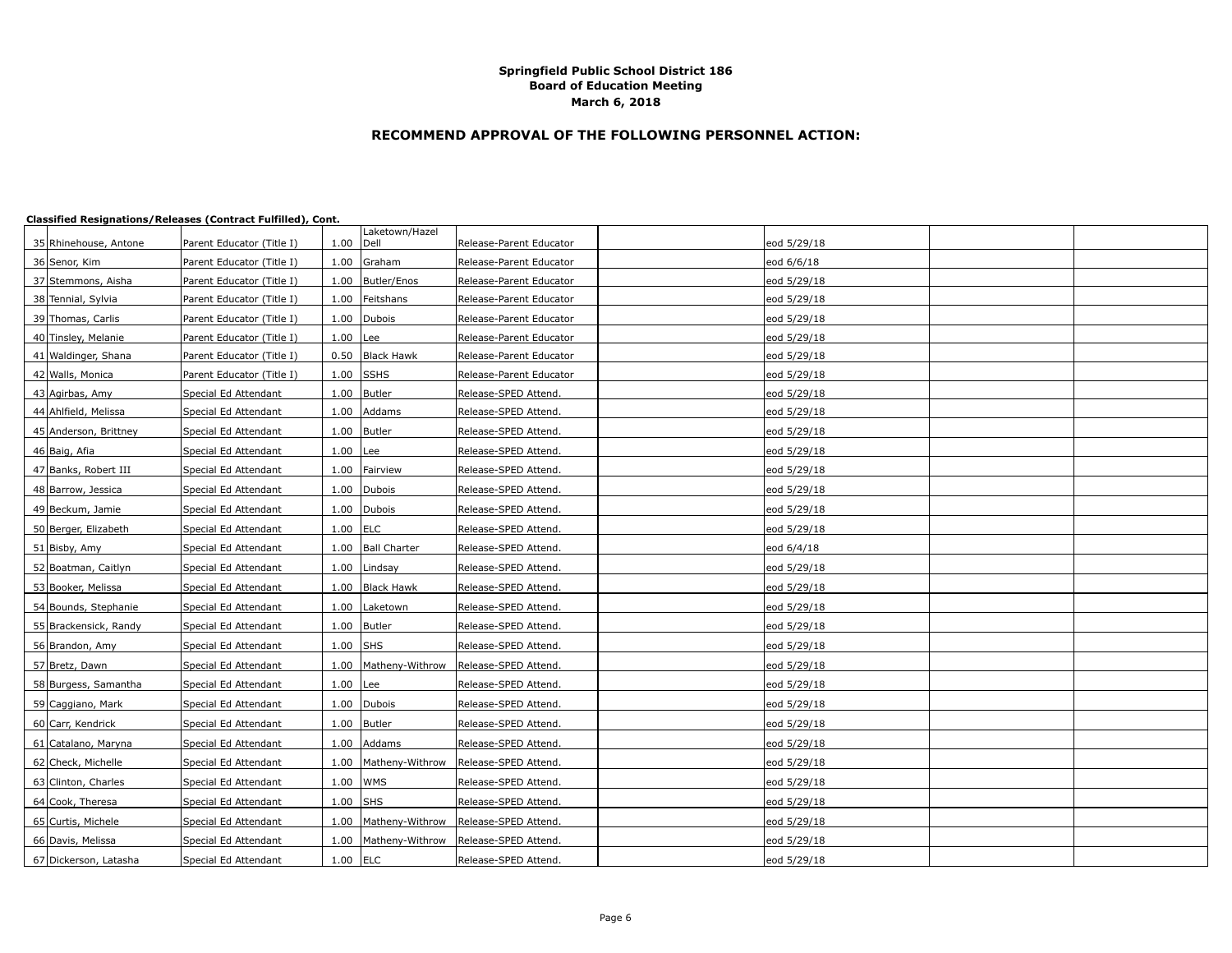**Springfield Public School District 186**
**Board of Education Meeting**
**March 6, 2018**

## RECOMMEND APPROVAL OF THE FOLLOWING PERSONNEL ACTION:

**Classified Resignations/Releases (Contract Fulfilled), Cont.**

| # | Name | Position | FTE | Location | Action | | Effective | | |
|---|---|---|---|---|---|---|---|---|---|
| 35 | Rhinehouse, Antone | Parent Educator (Title I) | 1.00 | Laketown/Hazel Dell | Release-Parent Educator | | eod 5/29/18 | | |
| 36 | Senor, Kim | Parent Educator (Title I) | 1.00 | Graham | Release-Parent Educator | | eod 6/6/18 | | |
| 37 | Stemmons, Aisha | Parent Educator (Title I) | 1.00 | Butler/Enos | Release-Parent Educator | | eod 5/29/18 | | |
| 38 | Tennial, Sylvia | Parent Educator (Title I) | 1.00 | Feitshans | Release-Parent Educator | | eod 5/29/18 | | |
| 39 | Thomas, Carlis | Parent Educator (Title I) | 1.00 | Dubois | Release-Parent Educator | | eod 5/29/18 | | |
| 40 | Tinsley, Melanie | Parent Educator (Title I) | 1.00 | Lee | Release-Parent Educator | | eod 5/29/18 | | |
| 41 | Waldinger, Shana | Parent Educator (Title I) | 0.50 | Black Hawk | Release-Parent Educator | | eod 5/29/18 | | |
| 42 | Walls, Monica | Parent Educator (Title I) | 1.00 | SSHS | Release-Parent Educator | | eod 5/29/18 | | |
| 43 | Agirbas, Amy | Special Ed Attendant | 1.00 | Butler | Release-SPED Attend. | | eod 5/29/18 | | |
| 44 | Ahlfield, Melissa | Special Ed Attendant | 1.00 | Addams | Release-SPED Attend. | | eod 5/29/18 | | |
| 45 | Anderson, Brittney | Special Ed Attendant | 1.00 | Butler | Release-SPED Attend. | | eod 5/29/18 | | |
| 46 | Baig, Afia | Special Ed Attendant | 1.00 | Lee | Release-SPED Attend. | | eod 5/29/18 | | |
| 47 | Banks, Robert III | Special Ed Attendant | 1.00 | Fairview | Release-SPED Attend. | | eod 5/29/18 | | |
| 48 | Barrow, Jessica | Special Ed Attendant | 1.00 | Dubois | Release-SPED Attend. | | eod 5/29/18 | | |
| 49 | Beckum, Jamie | Special Ed Attendant | 1.00 | Dubois | Release-SPED Attend. | | eod 5/29/18 | | |
| 50 | Berger, Elizabeth | Special Ed Attendant | 1.00 | ELC | Release-SPED Attend. | | eod 5/29/18 | | |
| 51 | Bisby, Amy | Special Ed Attendant | 1.00 | Ball Charter | Release-SPED Attend. | | eod 6/4/18 | | |
| 52 | Boatman, Caitlyn | Special Ed Attendant | 1.00 | Lindsay | Release-SPED Attend. | | eod 5/29/18 | | |
| 53 | Booker, Melissa | Special Ed Attendant | 1.00 | Black Hawk | Release-SPED Attend. | | eod 5/29/18 | | |
| 54 | Bounds, Stephanie | Special Ed Attendant | 1.00 | Laketown | Release-SPED Attend. | | eod 5/29/18 | | |
| 55 | Brackensick, Randy | Special Ed Attendant | 1.00 | Butler | Release-SPED Attend. | | eod 5/29/18 | | |
| 56 | Brandon, Amy | Special Ed Attendant | 1.00 | SHS | Release-SPED Attend. | | eod 5/29/18 | | |
| 57 | Bretz, Dawn | Special Ed Attendant | 1.00 | Matheny-Withrow | Release-SPED Attend. | | eod 5/29/18 | | |
| 58 | Burgess, Samantha | Special Ed Attendant | 1.00 | Lee | Release-SPED Attend. | | eod 5/29/18 | | |
| 59 | Caggiano, Mark | Special Ed Attendant | 1.00 | Dubois | Release-SPED Attend. | | eod 5/29/18 | | |
| 60 | Carr, Kendrick | Special Ed Attendant | 1.00 | Butler | Release-SPED Attend. | | eod 5/29/18 | | |
| 61 | Catalano, Maryna | Special Ed Attendant | 1.00 | Addams | Release-SPED Attend. | | eod 5/29/18 | | |
| 62 | Check, Michelle | Special Ed Attendant | 1.00 | Matheny-Withrow | Release-SPED Attend. | | eod 5/29/18 | | |
| 63 | Clinton, Charles | Special Ed Attendant | 1.00 | WMS | Release-SPED Attend. | | eod 5/29/18 | | |
| 64 | Cook, Theresa | Special Ed Attendant | 1.00 | SHS | Release-SPED Attend. | | eod 5/29/18 | | |
| 65 | Curtis, Michele | Special Ed Attendant | 1.00 | Matheny-Withrow | Release-SPED Attend. | | eod 5/29/18 | | |
| 66 | Davis, Melissa | Special Ed Attendant | 1.00 | Matheny-Withrow | Release-SPED Attend. | | eod 5/29/18 | | |
| 67 | Dickerson, Latasha | Special Ed Attendant | 1.00 | ELC | Release-SPED Attend. | | eod 5/29/18 | | |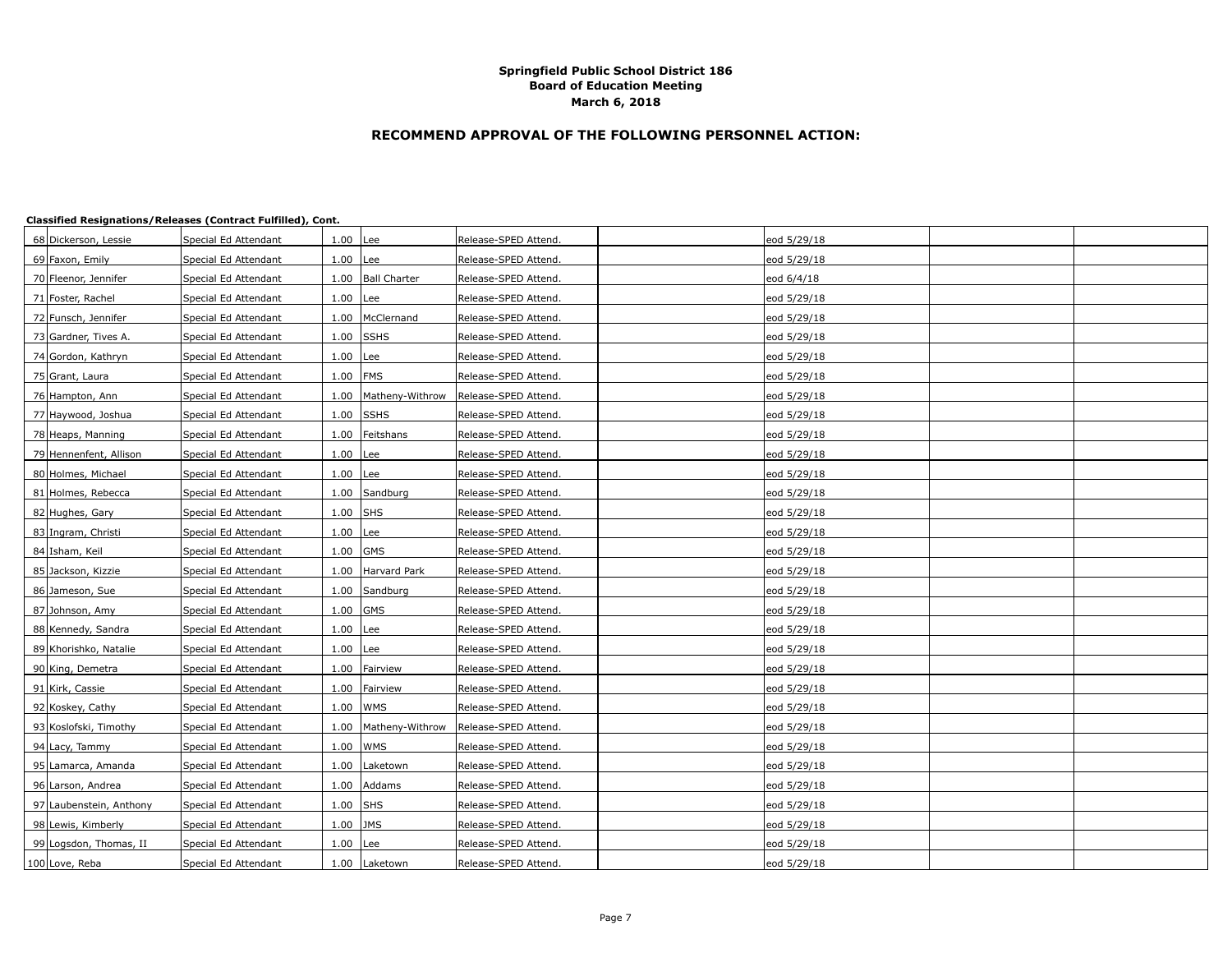**Springfield Public School District 186**
**Board of Education Meeting**
**March 6, 2018**

## RECOMMEND APPROVAL OF THE FOLLOWING PERSONNEL ACTION:

**Classified Resignations/Releases (Contract Fulfilled), Cont.**

| | | | | | | | | |
|---|---|---|---|---|---|---|---|---|
| 68 | Dickerson, Lessie | Special Ed Attendant | 1.00 | Lee | Release-SPED Attend. | | eod 5/29/18 | | |
| 69 | Faxon, Emily | Special Ed Attendant | 1.00 | Lee | Release-SPED Attend. | | eod 5/29/18 | | |
| 70 | Fleenor, Jennifer | Special Ed Attendant | 1.00 | Ball Charter | Release-SPED Attend. | | eod 6/4/18 | | |
| 71 | Foster, Rachel | Special Ed Attendant | 1.00 | Lee | Release-SPED Attend. | | eod 5/29/18 | | |
| 72 | Funsch, Jennifer | Special Ed Attendant | 1.00 | McClernand | Release-SPED Attend. | | eod 5/29/18 | | |
| 73 | Gardner, Tives A. | Special Ed Attendant | 1.00 | SSHS | Release-SPED Attend. | | eod 5/29/18 | | |
| 74 | Gordon, Kathryn | Special Ed Attendant | 1.00 | Lee | Release-SPED Attend. | | eod 5/29/18 | | |
| 75 | Grant, Laura | Special Ed Attendant | 1.00 | FMS | Release-SPED Attend. | | eod 5/29/18 | | |
| 76 | Hampton, Ann | Special Ed Attendant | 1.00 | Matheny-Withrow | Release-SPED Attend. | | eod 5/29/18 | | |
| 77 | Haywood, Joshua | Special Ed Attendant | 1.00 | SSHS | Release-SPED Attend. | | eod 5/29/18 | | |
| 78 | Heaps, Manning | Special Ed Attendant | 1.00 | Feitshans | Release-SPED Attend. | | eod 5/29/18 | | |
| 79 | Hennenfent, Allison | Special Ed Attendant | 1.00 | Lee | Release-SPED Attend. | | eod 5/29/18 | | |
| 80 | Holmes, Michael | Special Ed Attendant | 1.00 | Lee | Release-SPED Attend. | | eod 5/29/18 | | |
| 81 | Holmes, Rebecca | Special Ed Attendant | 1.00 | Sandburg | Release-SPED Attend. | | eod 5/29/18 | | |
| 82 | Hughes, Gary | Special Ed Attendant | 1.00 | SHS | Release-SPED Attend. | | eod 5/29/18 | | |
| 83 | Ingram, Christi | Special Ed Attendant | 1.00 | Lee | Release-SPED Attend. | | eod 5/29/18 | | |
| 84 | Isham, Keil | Special Ed Attendant | 1.00 | GMS | Release-SPED Attend. | | eod 5/29/18 | | |
| 85 | Jackson, Kizzie | Special Ed Attendant | 1.00 | Harvard Park | Release-SPED Attend. | | eod 5/29/18 | | |
| 86 | Jameson, Sue | Special Ed Attendant | 1.00 | Sandburg | Release-SPED Attend. | | eod 5/29/18 | | |
| 87 | Johnson, Amy | Special Ed Attendant | 1.00 | GMS | Release-SPED Attend. | | eod 5/29/18 | | |
| 88 | Kennedy, Sandra | Special Ed Attendant | 1.00 | Lee | Release-SPED Attend. | | eod 5/29/18 | | |
| 89 | Khorishko, Natalie | Special Ed Attendant | 1.00 | Lee | Release-SPED Attend. | | eod 5/29/18 | | |
| 90 | King, Demetra | Special Ed Attendant | 1.00 | Fairview | Release-SPED Attend. | | eod 5/29/18 | | |
| 91 | Kirk, Cassie | Special Ed Attendant | 1.00 | Fairview | Release-SPED Attend. | | eod 5/29/18 | | |
| 92 | Koskey, Cathy | Special Ed Attendant | 1.00 | WMS | Release-SPED Attend. | | eod 5/29/18 | | |
| 93 | Koslofski, Timothy | Special Ed Attendant | 1.00 | Matheny-Withrow | Release-SPED Attend. | | eod 5/29/18 | | |
| 94 | Lacy, Tammy | Special Ed Attendant | 1.00 | WMS | Release-SPED Attend. | | eod 5/29/18 | | |
| 95 | Lamarca, Amanda | Special Ed Attendant | 1.00 | Laketown | Release-SPED Attend. | | eod 5/29/18 | | |
| 96 | Larson, Andrea | Special Ed Attendant | 1.00 | Addams | Release-SPED Attend. | | eod 5/29/18 | | |
| 97 | Laubenstein, Anthony | Special Ed Attendant | 1.00 | SHS | Release-SPED Attend. | | eod 5/29/18 | | |
| 98 | Lewis, Kimberly | Special Ed Attendant | 1.00 | JMS | Release-SPED Attend. | | eod 5/29/18 | | |
| 99 | Logsdon, Thomas, II | Special Ed Attendant | 1.00 | Lee | Release-SPED Attend. | | eod 5/29/18 | | |
| 100 | Love, Reba | Special Ed Attendant | 1.00 | Laketown | Release-SPED Attend. | | eod 5/29/18 | | |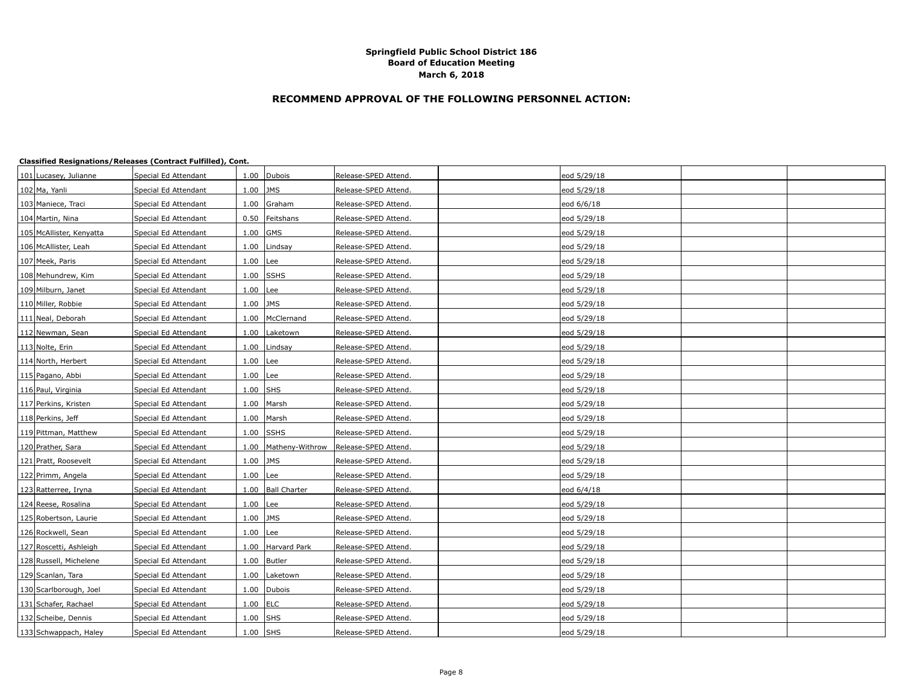**Springfield Public School District 186**
**Board of Education Meeting**
**March 6, 2018**

## RECOMMEND APPROVAL OF THE FOLLOWING PERSONNEL ACTION:

**Classified Resignations/Releases (Contract Fulfilled), Cont.**

| | | | | | | | | | |
|---|---|---|---|---|---|---|---|---|---|
| 101 | Lucasey, Julianne | Special Ed Attendant | 1.00 | Dubois | Release-SPED Attend. | | eod 5/29/18 | | |
| 102 | Ma, Yanli | Special Ed Attendant | 1.00 | JMS | Release-SPED Attend. | | eod 5/29/18 | | |
| 103 | Maniece, Traci | Special Ed Attendant | 1.00 | Graham | Release-SPED Attend. | | eod 6/6/18 | | |
| 104 | Martin, Nina | Special Ed Attendant | 0.50 | Feitshans | Release-SPED Attend. | | eod 5/29/18 | | |
| 105 | McAllister, Kenyatta | Special Ed Attendant | 1.00 | GMS | Release-SPED Attend. | | eod 5/29/18 | | |
| 106 | McAllister, Leah | Special Ed Attendant | 1.00 | Lindsay | Release-SPED Attend. | | eod 5/29/18 | | |
| 107 | Meek, Paris | Special Ed Attendant | 1.00 | Lee | Release-SPED Attend. | | eod 5/29/18 | | |
| 108 | Mehundrew, Kim | Special Ed Attendant | 1.00 | SSHS | Release-SPED Attend. | | eod 5/29/18 | | |
| 109 | Milburn, Janet | Special Ed Attendant | 1.00 | Lee | Release-SPED Attend. | | eod 5/29/18 | | |
| 110 | Miller, Robbie | Special Ed Attendant | 1.00 | JMS | Release-SPED Attend. | | eod 5/29/18 | | |
| 111 | Neal, Deborah | Special Ed Attendant | 1.00 | McClernand | Release-SPED Attend. | | eod 5/29/18 | | |
| 112 | Newman, Sean | Special Ed Attendant | 1.00 | Laketown | Release-SPED Attend. | | eod 5/29/18 | | |
| 113 | Nolte, Erin | Special Ed Attendant | 1.00 | Lindsay | Release-SPED Attend. | | eod 5/29/18 | | |
| 114 | North, Herbert | Special Ed Attendant | 1.00 | Lee | Release-SPED Attend. | | eod 5/29/18 | | |
| 115 | Pagano, Abbi | Special Ed Attendant | 1.00 | Lee | Release-SPED Attend. | | eod 5/29/18 | | |
| 116 | Paul, Virginia | Special Ed Attendant | 1.00 | SHS | Release-SPED Attend. | | eod 5/29/18 | | |
| 117 | Perkins, Kristen | Special Ed Attendant | 1.00 | Marsh | Release-SPED Attend. | | eod 5/29/18 | | |
| 118 | Perkins, Jeff | Special Ed Attendant | 1.00 | Marsh | Release-SPED Attend. | | eod 5/29/18 | | |
| 119 | Pittman, Matthew | Special Ed Attendant | 1.00 | SSHS | Release-SPED Attend. | | eod 5/29/18 | | |
| 120 | Prather, Sara | Special Ed Attendant | 1.00 | Matheny-Withrow | Release-SPED Attend. | | eod 5/29/18 | | |
| 121 | Pratt, Roosevelt | Special Ed Attendant | 1.00 | JMS | Release-SPED Attend. | | eod 5/29/18 | | |
| 122 | Primm, Angela | Special Ed Attendant | 1.00 | Lee | Release-SPED Attend. | | eod 5/29/18 | | |
| 123 | Ratterree, Iryna | Special Ed Attendant | 1.00 | Ball Charter | Release-SPED Attend. | | eod 6/4/18 | | |
| 124 | Reese, Rosalina | Special Ed Attendant | 1.00 | Lee | Release-SPED Attend. | | eod 5/29/18 | | |
| 125 | Robertson, Laurie | Special Ed Attendant | 1.00 | JMS | Release-SPED Attend. | | eod 5/29/18 | | |
| 126 | Rockwell, Sean | Special Ed Attendant | 1.00 | Lee | Release-SPED Attend. | | eod 5/29/18 | | |
| 127 | Roscetti, Ashleigh | Special Ed Attendant | 1.00 | Harvard Park | Release-SPED Attend. | | eod 5/29/18 | | |
| 128 | Russell, Michelene | Special Ed Attendant | 1.00 | Butler | Release-SPED Attend. | | eod 5/29/18 | | |
| 129 | Scanlan, Tara | Special Ed Attendant | 1.00 | Laketown | Release-SPED Attend. | | eod 5/29/18 | | |
| 130 | Scarlborough, Joel | Special Ed Attendant | 1.00 | Dubois | Release-SPED Attend. | | eod 5/29/18 | | |
| 131 | Schafer, Rachael | Special Ed Attendant | 1.00 | ELC | Release-SPED Attend. | | eod 5/29/18 | | |
| 132 | Scheibe, Dennis | Special Ed Attendant | 1.00 | SHS | Release-SPED Attend. | | eod 5/29/18 | | |
| 133 | Schwappach, Haley | Special Ed Attendant | 1.00 | SHS | Release-SPED Attend. | | eod 5/29/18 | | |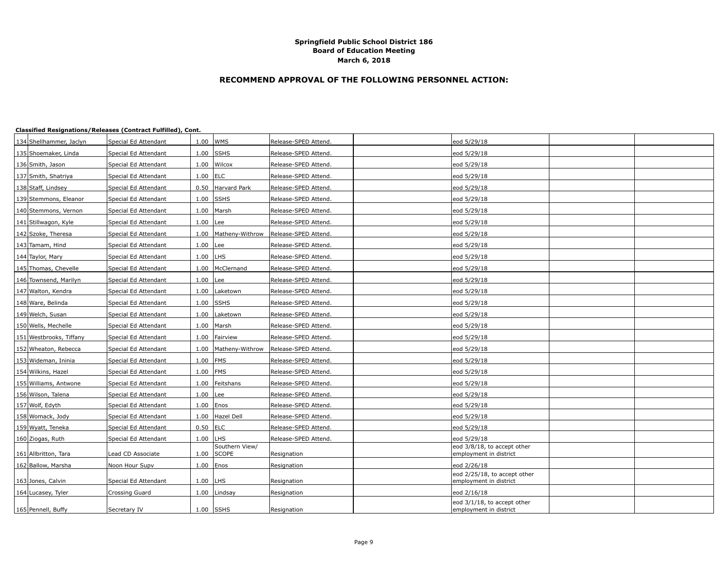**Springfield Public School District 186**
**Board of Education Meeting**
**March 6, 2018**

## RECOMMEND APPROVAL OF THE FOLLOWING PERSONNEL ACTION:

**Classified Resignations/Releases (Contract Fulfilled), Cont.**

| # | Name | Position | FTE | Location | Action | | Date/Notes | | |
|---|---|---|---|---|---|---|---|---|---|
| 134 | Shellhammer, Jaclyn | Special Ed Attendant | 1.00 | WMS | Release-SPED Attend. | | eod 5/29/18 | | |
| 135 | Shoemaker, Linda | Special Ed Attendant | 1.00 | SSHS | Release-SPED Attend. | | eod 5/29/18 | | |
| 136 | Smith, Jason | Special Ed Attendant | 1.00 | Wilcox | Release-SPED Attend. | | eod 5/29/18 | | |
| 137 | Smith, Shatriya | Special Ed Attendant | 1.00 | ELC | Release-SPED Attend. | | eod 5/29/18 | | |
| 138 | Staff, Lindsey | Special Ed Attendant | 0.50 | Harvard Park | Release-SPED Attend. | | eod 5/29/18 | | |
| 139 | Stemmons, Eleanor | Special Ed Attendant | 1.00 | SSHS | Release-SPED Attend. | | eod 5/29/18 | | |
| 140 | Stemmons, Vernon | Special Ed Attendant | 1.00 | Marsh | Release-SPED Attend. | | eod 5/29/18 | | |
| 141 | Stillwagon, Kyle | Special Ed Attendant | 1.00 | Lee | Release-SPED Attend. | | eod 5/29/18 | | |
| 142 | Szoke, Theresa | Special Ed Attendant | 1.00 | Matheny-Withrow | Release-SPED Attend. | | eod 5/29/18 | | |
| 143 | Tamam, Hind | Special Ed Attendant | 1.00 | Lee | Release-SPED Attend. | | eod 5/29/18 | | |
| 144 | Taylor, Mary | Special Ed Attendant | 1.00 | LHS | Release-SPED Attend. | | eod 5/29/18 | | |
| 145 | Thomas, Chevelle | Special Ed Attendant | 1.00 | McClernand | Release-SPED Attend. | | eod 5/29/18 | | |
| 146 | Townsend, Marilyn | Special Ed Attendant | 1.00 | Lee | Release-SPED Attend. | | eod 5/29/18 | | |
| 147 | Walton, Kendra | Special Ed Attendant | 1.00 | Laketown | Release-SPED Attend. | | eod 5/29/18 | | |
| 148 | Ware, Belinda | Special Ed Attendant | 1.00 | SSHS | Release-SPED Attend. | | eod 5/29/18 | | |
| 149 | Welch, Susan | Special Ed Attendant | 1.00 | Laketown | Release-SPED Attend. | | eod 5/29/18 | | |
| 150 | Wells, Mechelle | Special Ed Attendant | 1.00 | Marsh | Release-SPED Attend. | | eod 5/29/18 | | |
| 151 | Westbrooks, Tiffany | Special Ed Attendant | 1.00 | Fairview | Release-SPED Attend. | | eod 5/29/18 | | |
| 152 | Wheaton, Rebecca | Special Ed Attendant | 1.00 | Matheny-Withrow | Release-SPED Attend. | | eod 5/29/18 | | |
| 153 | Wideman, Ininia | Special Ed Attendant | 1.00 | FMS | Release-SPED Attend. | | eod 5/29/18 | | |
| 154 | Wilkins, Hazel | Special Ed Attendant | 1.00 | FMS | Release-SPED Attend. | | eod 5/29/18 | | |
| 155 | Williams, Antwone | Special Ed Attendant | 1.00 | Feitshans | Release-SPED Attend. | | eod 5/29/18 | | |
| 156 | Wilson, Talena | Special Ed Attendant | 1.00 | Lee | Release-SPED Attend. | | eod 5/29/18 | | |
| 157 | Wolf, Edyth | Special Ed Attendant | 1.00 | Enos | Release-SPED Attend. | | eod 5/29/18 | | |
| 158 | Womack, Jody | Special Ed Attendant | 1.00 | Hazel Dell | Release-SPED Attend. | | eod 5/29/18 | | |
| 159 | Wyatt, Teneka | Special Ed Attendant | 0.50 | ELC | Release-SPED Attend. | | eod 5/29/18 | | |
| 160 | Ziogas, Ruth | Special Ed Attendant | 1.00 | LHS | Release-SPED Attend. | | eod 5/29/18 | | |
| 161 | Allbritton, Tara | Lead CD Associate | 1.00 | Southern View/ SCOPE | Resignation | | eod 3/8/18, to accept other employment in district | | |
| 162 | Ballow, Marsha | Noon Hour Supv | 1.00 | Enos | Resignation | | eod 2/26/18 | | |
| 163 | Jones, Calvin | Special Ed Attendant | 1.00 | LHS | Resignation | | eod 2/25/18, to accept other employment in district | | |
| 164 | Lucasey, Tyler | Crossing Guard | 1.00 | Lindsay | Resignation | | eod 2/16/18 | | |
| 165 | Pennell, Buffy | Secretary IV | 1.00 | SSHS | Resignation | | eod 3/1/18, to accept other employment in district | | |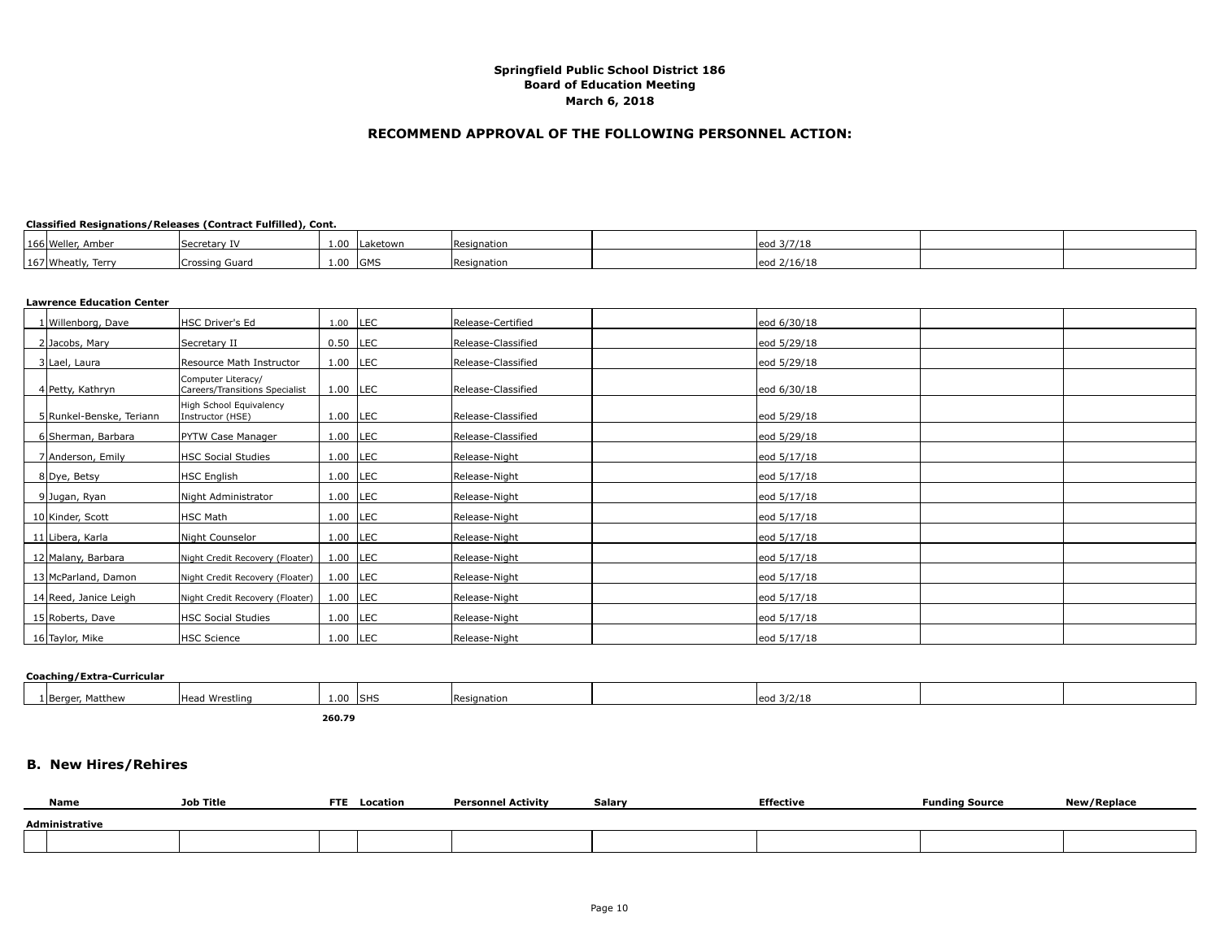**Springfield Public School District 186**
**Board of Education Meeting**
**March 6, 2018**

## RECOMMEND APPROVAL OF THE FOLLOWING PERSONNEL ACTION:

**Classified Resignations/Releases (Contract Fulfilled), Cont.**

| # | Name | Job Title | FTE | Location | Personnel Activity | Salary | Effective | Funding Source | New/Replace |
|---|---|---|---|---|---|---|---|---|---|
| 166 | Weller, Amber | Secretary IV | 1.00 | Laketown | Resignation | | eod 3/7/18 | | |
| 167 | Wheatly, Terry | Crossing Guard | 1.00 | GMS | Resignation | | eod 2/16/18 | | |

**Lawrence Education Center**

| # | Name | Job Title | FTE | Location | Personnel Activity | Salary | Effective | Funding Source | New/Replace |
|---|---|---|---|---|---|---|---|---|---|
| 1 | Willenborg, Dave | HSC Driver's Ed | 1.00 | LEC | Release-Certified | | eod 6/30/18 | | |
| 2 | Jacobs, Mary | Secretary II | 0.50 | LEC | Release-Classified | | eod 5/29/18 | | |
| 3 | Lael, Laura | Resource Math Instructor | 1.00 | LEC | Release-Classified | | eod 5/29/18 | | |
| 4 | Petty, Kathryn | Computer Literacy/ Careers/Transitions Specialist | 1.00 | LEC | Release-Classified | | eod 6/30/18 | | |
| 5 | Runkel-Benske, Teriann | High School Equivalency Instructor (HSE) | 1.00 | LEC | Release-Classified | | eod 5/29/18 | | |
| 6 | Sherman, Barbara | PYTW Case Manager | 1.00 | LEC | Release-Classified | | eod 5/29/18 | | |
| 7 | Anderson, Emily | HSC Social Studies | 1.00 | LEC | Release-Night | | eod 5/17/18 | | |
| 8 | Dye, Betsy | HSC English | 1.00 | LEC | Release-Night | | eod 5/17/18 | | |
| 9 | Jugan, Ryan | Night Administrator | 1.00 | LEC | Release-Night | | eod 5/17/18 | | |
| 10 | Kinder, Scott | HSC Math | 1.00 | LEC | Release-Night | | eod 5/17/18 | | |
| 11 | Libera, Karla | Night Counselor | 1.00 | LEC | Release-Night | | eod 5/17/18 | | |
| 12 | Malany, Barbara | Night Credit Recovery (Floater) | 1.00 | LEC | Release-Night | | eod 5/17/18 | | |
| 13 | McParland, Damon | Night Credit Recovery (Floater) | 1.00 | LEC | Release-Night | | eod 5/17/18 | | |
| 14 | Reed, Janice Leigh | Night Credit Recovery (Floater) | 1.00 | LEC | Release-Night | | eod 5/17/18 | | |
| 15 | Roberts, Dave | HSC Social Studies | 1.00 | LEC | Release-Night | | eod 5/17/18 | | |
| 16 | Taylor, Mike | HSC Science | 1.00 | LEC | Release-Night | | eod 5/17/18 | | |

**Coaching/Extra-Curricular**

| # | Name | Job Title | FTE | Location | Personnel Activity | Salary | Effective | Funding Source | New/Replace |
|---|---|---|---|---|---|---|---|---|---|
| 1 | Berger, Matthew | Head Wrestling | 1.00 | SHS | Resignation | | eod 3/2/18 | | |
| | | | **260.79** | | | | | | |

## B. New Hires/Rehires

| | Name | Job Title | FTE | Location | Personnel Activity | Salary | Effective | Funding Source | New/Replace |
|---|---|---|---|---|---|---|---|---|---|
| **Administrative** | | | | | | | | | |
| | | | | | | | | | |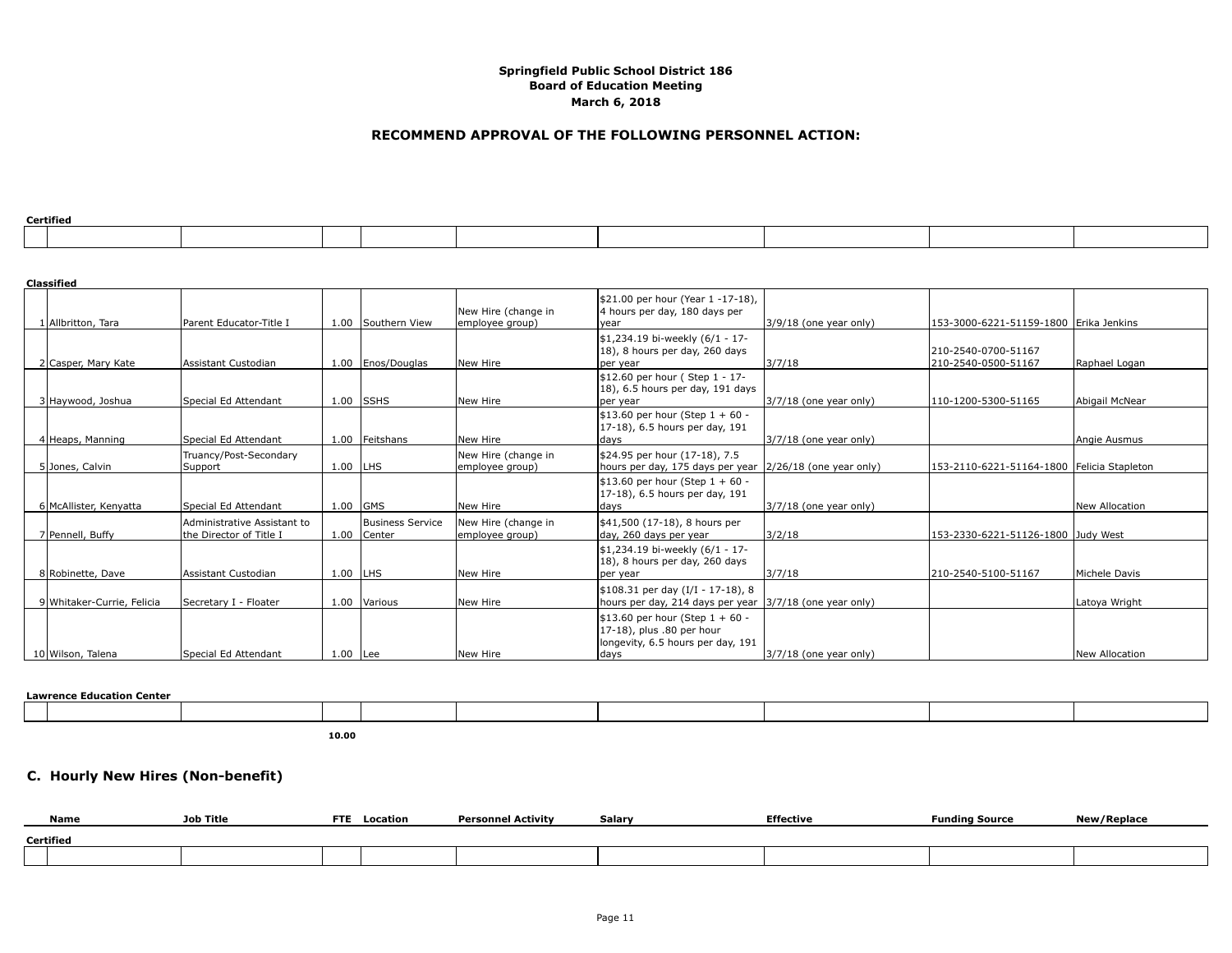**Springfield Public School District 186**
**Board of Education Meeting**
**March 6, 2018**

## RECOMMEND APPROVAL OF THE FOLLOWING PERSONNEL ACTION:

**Certified**

| | Name | Job Title | FTE | Location | Personnel Activity | Salary | Effective | Funding Source | New/Replace |
|---|---|---|---|---|---|---|---|---|---|
| | | | | | | | | | |

**Classified**

| | Name | Job Title | FTE | Location | Personnel Activity | Salary | Effective | Funding Source | New/Replace |
|---|---|---|---|---|---|---|---|---|---|
| 1 | Allbritton, Tara | Parent Educator-Title I | 1.00 | Southern View | New Hire (change in employee group) | $21.00 per hour (Year 1 -17-18), 4 hours per day, 180 days per year | 3/9/18 (one year only) | 153-3000-6221-51159-1800 | Erika Jenkins |
| 2 | Casper, Mary Kate | Assistant Custodian | 1.00 | Enos/Douglas | New Hire | $1,234.19 bi-weekly (6/1 - 17-18), 8 hours per day, 260 days per year | 3/7/18 | 210-2540-0700-51167 210-2540-0500-51167 | Raphael Logan |
| 3 | Haywood, Joshua | Special Ed Attendant | 1.00 | SSHS | New Hire | $12.60 per hour ( Step 1 - 17-18), 6.5 hours per day, 191 days per year | 3/7/18 (one year only) | 110-1200-5300-51165 | Abigail McNear |
| 4 | Heaps, Manning | Special Ed Attendant | 1.00 | Feitshans | New Hire | $13.60 per hour (Step 1 + 60 - 17-18), 6.5 hours per day, 191 days | 3/7/18 (one year only) | | Angie Ausmus |
| 5 | Jones, Calvin | Truancy/Post-Secondary Support | 1.00 | LHS | New Hire (change in employee group) | $24.95 per hour (17-18), 7.5 hours per day, 175 days per year | 2/26/18 (one year only) | 153-2110-6221-51164-1800 | Felicia Stapleton |
| 6 | McAllister, Kenyatta | Special Ed Attendant | 1.00 | GMS | New Hire | $13.60 per hour (Step 1 + 60 - 17-18), 6.5 hours per day, 191 days | 3/7/18 (one year only) | | New Allocation |
| 7 | Pennell, Buffy | Administrative Assistant to the Director of Title I | 1.00 | Business Service Center | New Hire (change in employee group) | $41,500 (17-18), 8 hours per day, 260 days per year | 3/2/18 | 153-2330-6221-51126-1800 | Judy West |
| 8 | Robinette, Dave | Assistant Custodian | 1.00 | LHS | New Hire | $1,234.19 bi-weekly (6/1 - 17-18), 8 hours per day, 260 days per year | 3/7/18 | 210-2540-5100-51167 | Michele Davis |
| 9 | Whitaker-Currie, Felicia | Secretary I - Floater | 1.00 | Various | New Hire | $108.31 per day (I/I - 17-18), 8 hours per day, 214 days per year | 3/7/18 (one year only) | | Latoya Wright |
| 10 | Wilson, Talena | Special Ed Attendant | 1.00 | Lee | New Hire | $13.60 per hour (Step 1 + 60 - 17-18), plus .80 per hour longevity, 6.5 hours per day, 191 days | 3/7/18 (one year only) | | New Allocation |

**Lawrence Education Center**

| | Name | Job Title | FTE | Location | Personnel Activity | Salary | Effective | Funding Source | New/Replace |
|---|---|---|---|---|---|---|---|---|---|
| | | | | | | | | | |
| | | | **10.00** | | | | | | |

## C. Hourly New Hires (Non-benefit)

**Certified**

| | Name | Job Title | FTE | Location | Personnel Activity | Salary | Effective | Funding Source | New/Replace |
|---|---|---|---|---|---|---|---|---|---|
| | | | | | | | | | |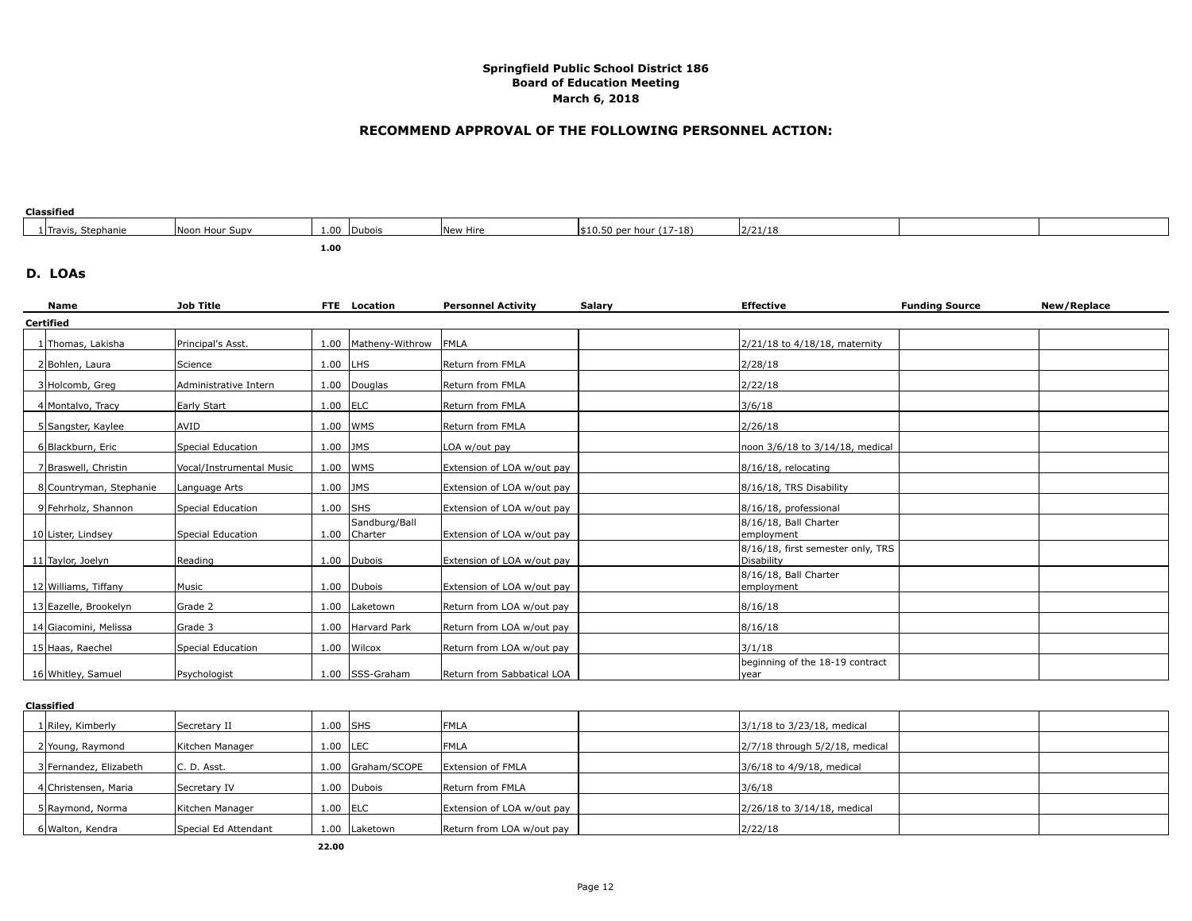**Springfield Public School District 186**
**Board of Education Meeting**
**March 6, 2018**

## RECOMMEND APPROVAL OF THE FOLLOWING PERSONNEL ACTION:

**Classified**

| | Name | Job Title | FTE | Location | Personnel Activity | Salary | Effective | Funding Source | New/Replace |
|---|---|---|---|---|---|---|---|---|---|
| 1 | Travis, Stephanie | Noon Hour Supv | 1.00 | Dubois | New Hire | $10.50 per hour (17-18) | 2/21/18 | | |
| | | | 1.00 | | | | | | |

## D. LOAs

| | Name | Job Title | FTE | Location | Personnel Activity | Salary | Effective | Funding Source | New/Replace |
|---|---|---|---|---|---|---|---|---|---|
| **Certified** | | | | | | | | | |
| 1 | Thomas, Lakisha | Principal's Asst. | 1.00 | Matheny-Withrow | FMLA | | 2/21/18 to 4/18/18, maternity | | |
| 2 | Bohlen, Laura | Science | 1.00 | LHS | Return from FMLA | | 2/28/18 | | |
| 3 | Holcomb, Greg | Administrative Intern | 1.00 | Douglas | Return from FMLA | | 2/22/18 | | |
| 4 | Montalvo, Tracy | Early Start | 1.00 | ELC | Return from FMLA | | 3/6/18 | | |
| 5 | Sangster, Kaylee | AVID | 1.00 | WMS | Return from FMLA | | 2/26/18 | | |
| 6 | Blackburn, Eric | Special Education | 1.00 | JMS | LOA w/out pay | | noon 3/6/18 to 3/14/18, medical | | |
| 7 | Braswell, Christin | Vocal/Instrumental Music | 1.00 | WMS | Extension of LOA w/out pay | | 8/16/18, relocating | | |
| 8 | Countryman, Stephanie | Language Arts | 1.00 | JMS | Extension of LOA w/out pay | | 8/16/18, TRS Disability | | |
| 9 | Fehrholz, Shannon | Special Education | 1.00 | SHS | Extension of LOA w/out pay | | 8/16/18, professional | | |
| 10 | Lister, Lindsey | Special Education | 1.00 | Sandburg/Ball Charter | Extension of LOA w/out pay | | 8/16/18, Ball Charter employment | | |
| 11 | Taylor, Joelyn | Reading | 1.00 | Dubois | Extension of LOA w/out pay | | 8/16/18, first semester only, TRS Disability | | |
| 12 | Williams, Tiffany | Music | 1.00 | Dubois | Extension of LOA w/out pay | | 8/16/18, Ball Charter employment | | |
| 13 | Eazelle, Brookelyn | Grade 2 | 1.00 | Laketown | Return from LOA w/out pay | | 8/16/18 | | |
| 14 | Giacomini, Melissa | Grade 3 | 1.00 | Harvard Park | Return from LOA w/out pay | | 8/16/18 | | |
| 15 | Haas, Raechel | Special Education | 1.00 | Wilcox | Return from LOA w/out pay | | 3/1/18 | | |
| 16 | Whitley, Samuel | Psychologist | 1.00 | SSS-Graham | Return from Sabbatical LOA | | beginning of the 18-19 contract year | | |
| **Classified** | | | | | | | | | |
| 1 | Riley, Kimberly | Secretary II | 1.00 | SHS | FMLA | | 3/1/18 to 3/23/18, medical | | |
| 2 | Young, Raymond | Kitchen Manager | 1.00 | LEC | FMLA | | 2/7/18 through 5/2/18, medical | | |
| 3 | Fernandez, Elizabeth | C. D. Asst. | 1.00 | Graham/SCOPE | Extension of FMLA | | 3/6/18 to 4/9/18, medical | | |
| 4 | Christensen, Maria | Secretary IV | 1.00 | Dubois | Return from FMLA | | 3/6/18 | | |
| 5 | Raymond, Norma | Kitchen Manager | 1.00 | ELC | Extension of LOA w/out pay | | 2/26/18 to 3/14/18, medical | | |
| 6 | Walton, Kendra | Special Ed Attendant | 1.00 | Laketown | Return from LOA w/out pay | | 2/22/18 | | |
| | | | 22.00 | | | | | | |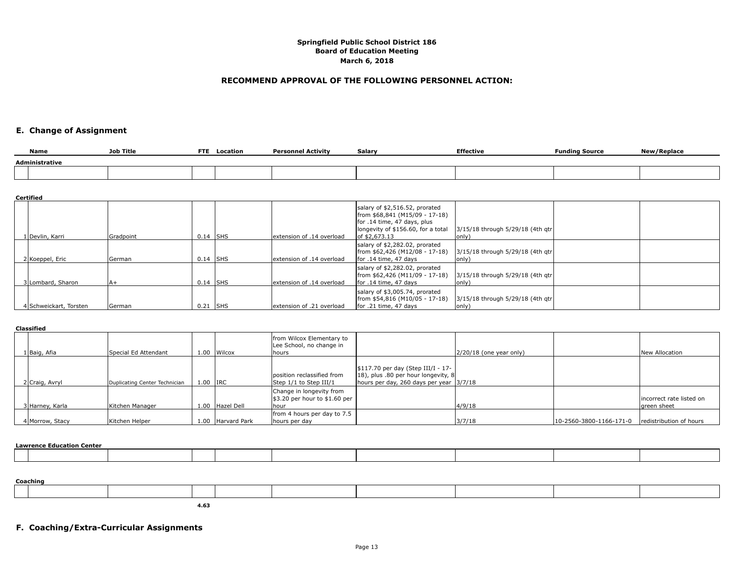**Springfield Public School District 186**
**Board of Education Meeting**
**March 6, 2018**

## RECOMMEND APPROVAL OF THE FOLLOWING PERSONNEL ACTION:

## E. Change of Assignment

| | Name | Job Title | FTE | Location | Personnel Activity | Salary | Effective | Funding Source | New/Replace |
|---|---|---|---|---|---|---|---|---|---|
| **Administrative** | | | | | | | | | |
| | | | | | | | | | |
| **Certified** | | | | | | | | | |
| 1 | Devlin, Karri | Gradpoint | 0.14 | SHS | extension of .14 overload | salary of $2,516.52, prorated from $68,841 (M15/09 - 17-18) for .14 time, 47 days, plus longevity of $156.60, for a total of $2,673.13 | 3/15/18 through 5/29/18 (4th qtr only) | | |
| 2 | Koeppel, Eric | German | 0.14 | SHS | extension of .14 overload | salary of $2,282.02, prorated from $62,426 (M12/08 - 17-18) for .14 time, 47 days | 3/15/18 through 5/29/18 (4th qtr only) | | |
| 3 | Lombard, Sharon | A+ | 0.14 | SHS | extension of .14 overload | salary of $2,282.02, prorated from $62,426 (M11/09 - 17-18) for .14 time, 47 days | 3/15/18 through 5/29/18 (4th qtr only) | | |
| 4 | Schweickart, Torsten | German | 0.21 | SHS | extension of .21 overload | salary of $3,005.74, prorated from $54,816 (M10/05 - 17-18) for .21 time, 47 days | 3/15/18 through 5/29/18 (4th qtr only) | | |
| **Classified** | | | | | | | | | |
| 1 | Baig, Afia | Special Ed Attendant | 1.00 | Wilcox | from Wilcox Elementary to Lee School, no change in hours | | 2/20/18 (one year only) | | New Allocation |
| 2 | Craig, Avryl | Duplicating Center Technician | 1.00 | IRC | position reclassified from Step 1/1 to Step III/1 | $117.70 per day (Step III/I - 17-18), plus .80 per hour longevity, 8 hours per day, 260 days per year | 3/7/18 | | |
| 3 | Harney, Karla | Kitchen Manager | 1.00 | Hazel Dell | Change in longevity from $3.20 per hour to $1.60 per hour | | 4/9/18 | | incorrect rate listed on green sheet |
| 4 | Morrow, Stacy | Kitchen Helper | 1.00 | Harvard Park | from 4 hours per day to 7.5 hours per day | | 3/7/18 | 10-2560-3800-1166-171-0 | redistribution of hours |
| **Lawrence Education Center** | | | | | | | | | |
| | | | | | | | | | |
| **Coaching** | | | | | | | | | |
| | | | | | | | | | |
| | | | 4.63 | | | | | | |

## F. Coaching/Extra-Curricular Assignments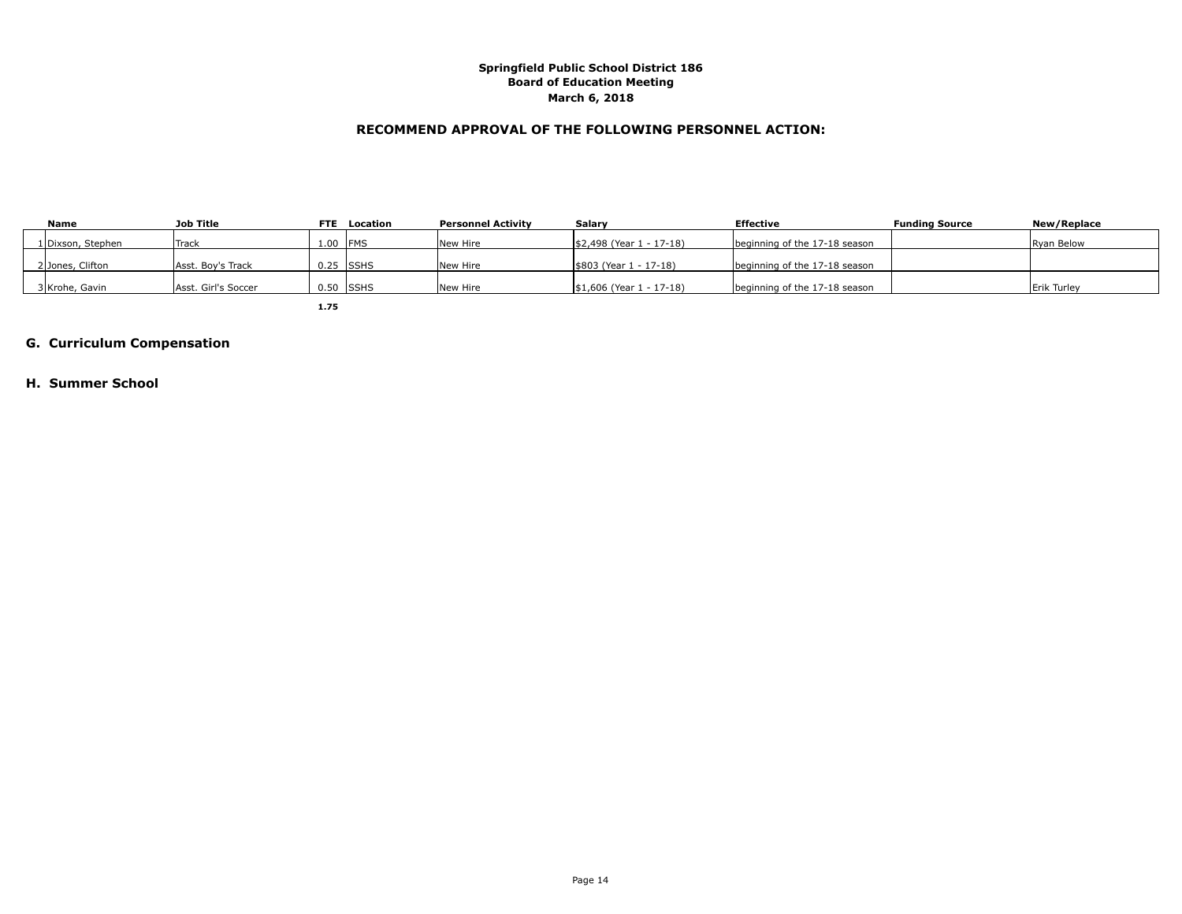**Springfield Public School District 186**
**Board of Education Meeting**
**March 6, 2018**

## RECOMMEND APPROVAL OF THE FOLLOWING PERSONNEL ACTION:

| | Name | Job Title | FTE | Location | Personnel Activity | Salary | Effective | Funding Source | New/Replace |
|---|---|---|---|---|---|---|---|---|---|
| 1 | Dixson, Stephen | Track | 1.00 | FMS | New Hire | $2,498 (Year 1 - 17-18) | beginning of the 17-18 season | | Ryan Below |
| 2 | Jones, Clifton | Asst. Boy's Track | 0.25 | SSHS | New Hire | $803 (Year 1 - 17-18) | beginning of the 17-18 season | | |
| 3 | Krohe, Gavin | Asst. Girl's Soccer | 0.50 | SSHS | New Hire | $1,606 (Year 1 - 17-18) | beginning of the 17-18 season | | Erik Turley |
| | | | **1.75** | | | | | | |

## G. Curriculum Compensation

## H. Summer School